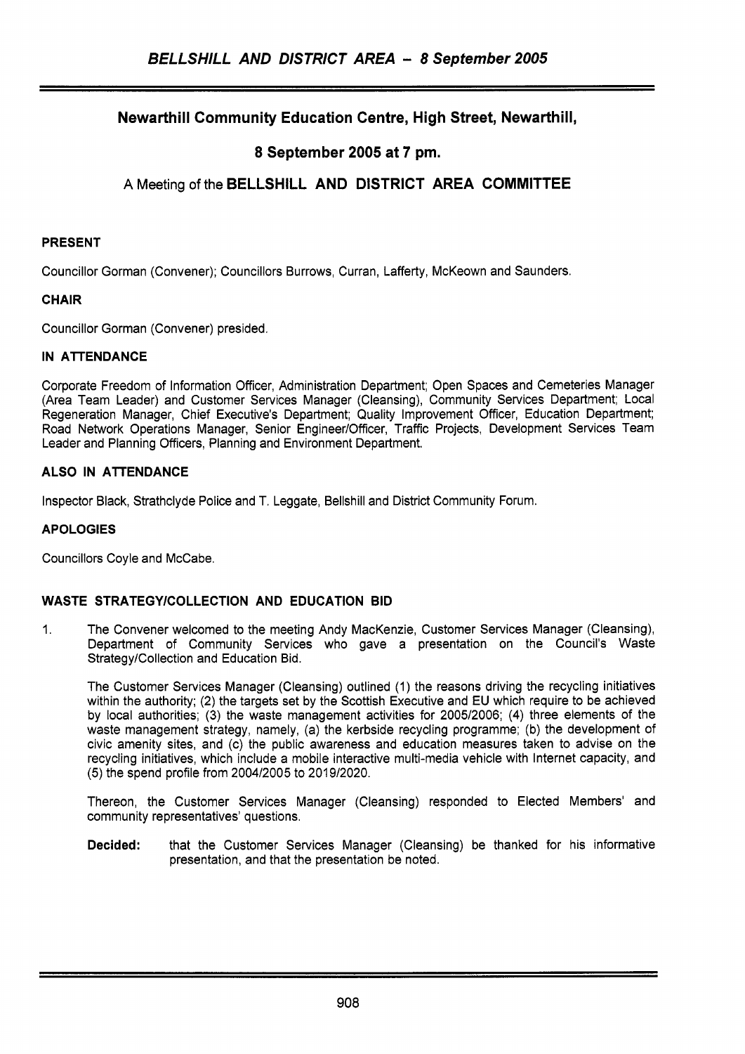## Newarthill Community Education Centre, High Street, Newarthill,

## 8 September 2005 at 7 pm.

## A Meeting of the BELLSHILL AND DISTRICT AREA COMMITTEE

### PRESENT

Councillor Gorman (Convener); Councillors Burrows, Curran, Lafferty, McKeown and Saunders.

### CHAIR

Councillor Gorman (Convener) presided.

### IN ATTENDANCE

Corporate Freedom of Information Officer, Administration Department; Open Spaces and Cemeteries Manager (Area Team Leader) and Customer Services Manager (Cleansing), Community Services Department; Local Regeneration Manager, Chief Executive's Department; Quality Improvement Officer, Education Department; Road Network Operations Manager, Senior Engineer/Officer, Traffic Projects, Development Services Team Leader and Planning Officers, Planning and Environment Department.

### ALSO IN ATTENDANCE

Inspector Black, Strathclyde Police and T. Leggate, Bellshill and District Community Forum.

### APOLOGIES

Councillors Coyle and McCabe.

### WASTE STRATEGY/COLLECTION AND EDUCATION BID

1. The Convener welcomed to the meeting Andy MacKenzie, Customer Services Manager (Cleansing), Department of Community Services who gave a presentation on the Council's Waste Strategy/Collection and Education Bid.

   The Customer Services Manager (Cleansing) outlined (1) the reasons driving the recycling initiatives within the authority; (2) the targets set by the Scottish Executive and EU which require to be achieved by local authorities; (3) the waste management activities for 2005/2006; (4) three elements of the waste management strategy, namely, (a) the kerbside recycling programme; (b) the development of civic amenity sites, and (c) the public awareness and education measures taken to advise on the recycling initiatives, which include a mobile interactive multi-media vehicle with Internet capacity, and (5) the spend profile from 2004/2005 to 2019/2020.

   Thereon, the Customer Services Manager (Cleansing) responded to Elected Members' and community representatives' questions.

   **Decided:** that the Customer Services Manager (Cleansing) be thanked for his informative presentation, and that the presentation be noted.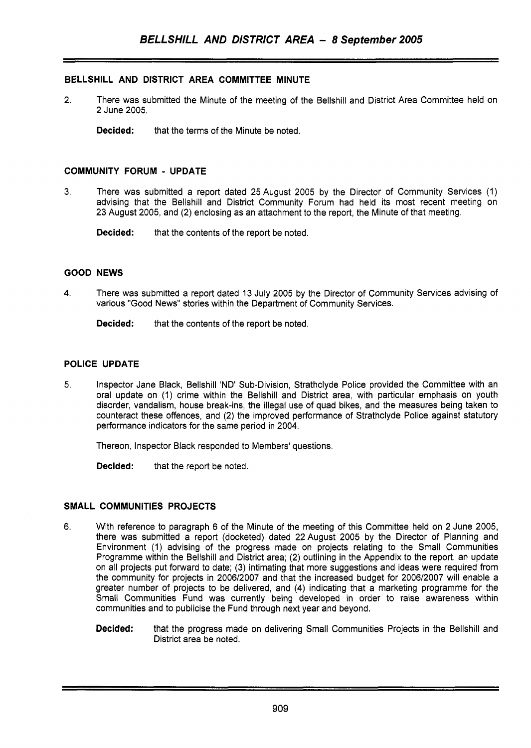**BELLSHILL AND DISTRICT AREA COMMITTEE MINUTE**

2. There was submitted the Minute of the meeting of the Bellshill and District Area Committee held on 2 June 2005.

    **Decided:** that the terms of the Minute be noted.

**COMMUNITY FORUM - UPDATE**

3. There was submitted a report dated 25 August 2005 by the Director of Community Services (1) advising that the Bellshill and District Community Forum had held its most recent meeting on 23 August 2005, and (2) enclosing as an attachment to the report, the Minute of that meeting.

    **Decided:** that the contents of the report be noted.

**GOOD NEWS**

4. There was submitted a report dated 13 July 2005 by the Director of Community Services advising of various "Good News" stories within the Department of Community Services.

    **Decided:** that the contents of the report be noted.

**POLICE UPDATE**

5. Inspector Jane Black, Bellshill 'ND' Sub-Division, Strathclyde Police provided the Committee with an oral update on (1) crime within the Bellshill and District area, with particular emphasis on youth disorder, vandalism, house break-ins, the illegal use of quad bikes, and the measures being taken to counteract these offences, and (2) the improved performance of Strathclyde Police against statutory performance indicators for the same period in 2004.

    Thereon, Inspector Black responded to Members' questions.

    **Decided:** that the report be noted.

**SMALL COMMUNITIES PROJECTS**

6. With reference to paragraph 6 of the Minute of the meeting of this Committee held on 2 June 2005, there was submitted a report (docketed) dated 22 August 2005 by the Director of Planning and Environment (1) advising of the progress made on projects relating to the Small Communities Programme within the Bellshill and District area; (2) outlining in the Appendix to the report, an update on all projects put forward to date; (3) intimating that more suggestions and ideas were required from the community for projects in 2006/2007 and that the increased budget for 2006/2007 will enable a greater number of projects to be delivered, and (4) indicating that a marketing programme for the Small Communities Fund was currently being developed in order to raise awareness within communities and to publicise the Fund through next year and beyond.

    **Decided:** that the progress made on delivering Small Communities Projects in the Bellshill and District area be noted.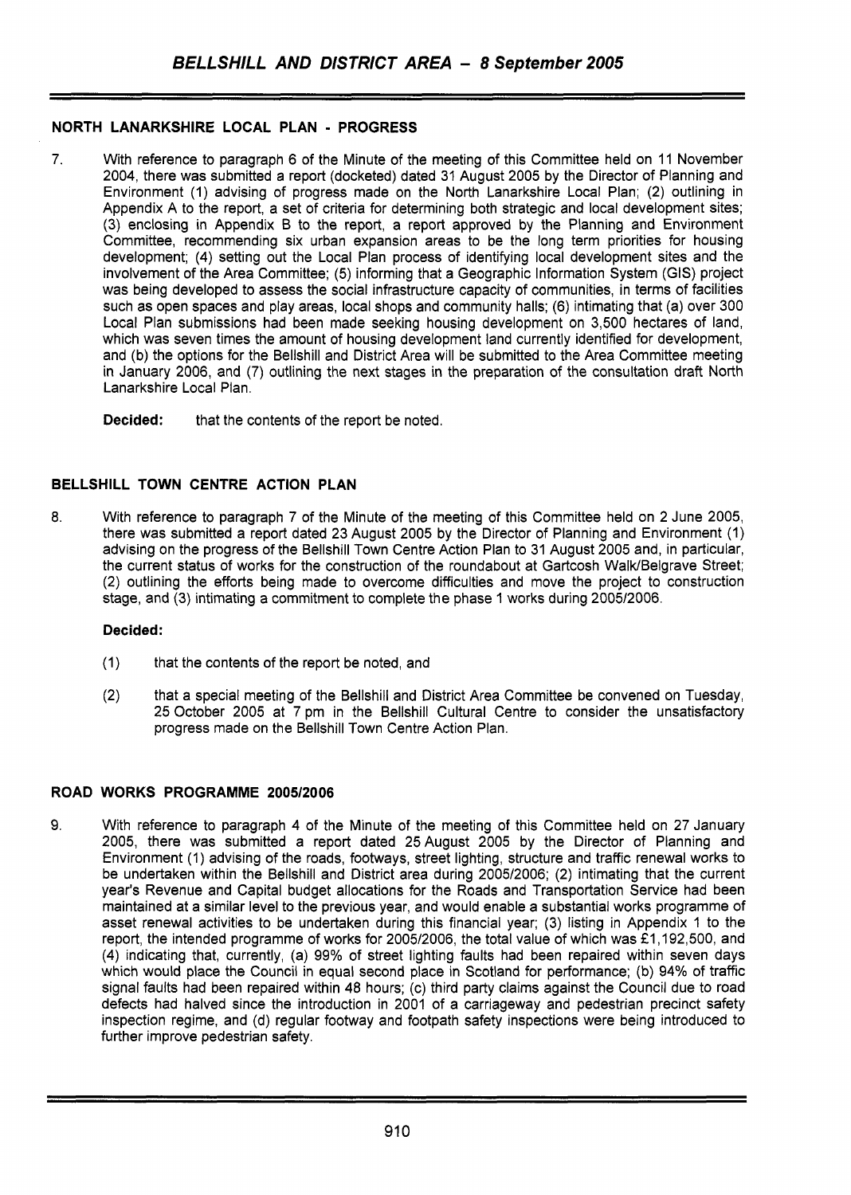### NORTH LANARKSHIRE LOCAL PLAN - PROGRESS

7. With reference to paragraph 6 of the Minute of the meeting of this Committee held on 11 November 2004, there was submitted a report (docketed) dated 31 August 2005 by the Director of Planning and Environment (1) advising of progress made on the North Lanarkshire Local Plan; (2) outlining in Appendix A to the report, a set of criteria for determining both strategic and local development sites; (3) enclosing in Appendix B to the report, a report approved by the Planning and Environment Committee, recommending six urban expansion areas to be the long term priorities for housing development; (4) setting out the Local Plan process of identifying local development sites and the involvement of the Area Committee; (5) informing that a Geographic Information System (GIS) project was being developed to assess the social infrastructure capacity of communities, in terms of facilities such as open spaces and play areas, local shops and community halls; (6) intimating that (a) over 300 Local Plan submissions had been made seeking housing development on 3,500 hectares of land, which was seven times the amount of housing development land currently identified for development, and (b) the options for the Bellshill and District Area will be submitted to the Area Committee meeting in January 2006, and (7) outlining the next stages in the preparation of the consultation draft North Lanarkshire Local Plan.

**Decided:** that the contents of the report be noted.

### BELLSHILL TOWN CENTRE ACTION PLAN

8. With reference to paragraph 7 of the Minute of the meeting of this Committee held on 2 June 2005, there was submitted a report dated 23 August 2005 by the Director of Planning and Environment (1) advising on the progress of the Bellshill Town Centre Action Plan to 31 August 2005 and, in particular, the current status of works for the construction of the roundabout at Gartcosh Walk/Belgrave Street; (2) outlining the efforts being made to overcome difficulties and move the project to construction stage, and (3) intimating a commitment to complete the phase 1 works during 2005/2006.

**Decided:**

(1) that the contents of the report be noted, and

(2) that a special meeting of the Bellshill and District Area Committee be convened on Tuesday, 25 October 2005 at 7 pm in the Bellshill Cultural Centre to consider the unsatisfactory progress made on the Bellshill Town Centre Action Plan.

### ROAD WORKS PROGRAMME 2005/2006

9. With reference to paragraph 4 of the Minute of the meeting of this Committee held on 27 January 2005, there was submitted a report dated 25 August 2005 by the Director of Planning and Environment (1) advising of the roads, footways, street lighting, structure and traffic renewal works to be undertaken within the Bellshill and District area during 2005/2006; (2) intimating that the current year's Revenue and Capital budget allocations for the Roads and Transportation Service had been maintained at a similar level to the previous year, and would enable a substantial works programme of asset renewal activities to be undertaken during this financial year; (3) listing in Appendix 1 to the report, the intended programme of works for 2005/2006, the total value of which was £1,192,500, and (4) indicating that, currently, (a) 99% of street lighting faults had been repaired within seven days which would place the Council in equal second place in Scotland for performance; (b) 94% of traffic signal faults had been repaired within 48 hours; (c) third party claims against the Council due to road defects had halved since the introduction in 2001 of a carriageway and pedestrian precinct safety inspection regime, and (d) regular footway and footpath safety inspections were being introduced to further improve pedestrian safety.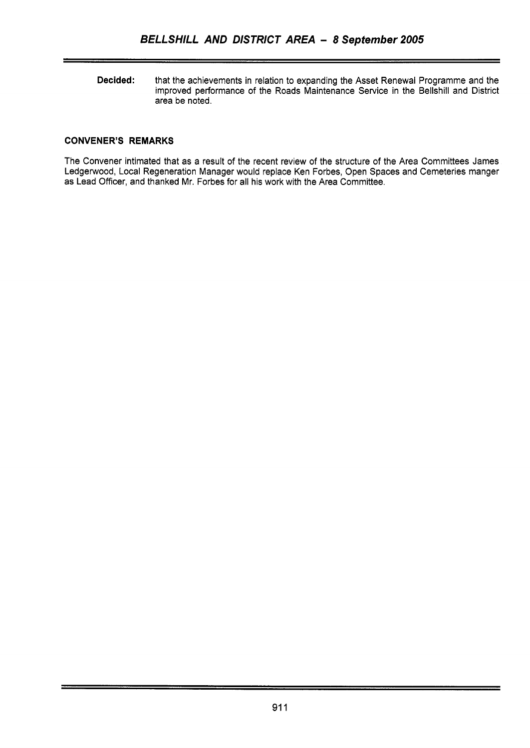**Decided:** that the achievements in relation to expanding the Asset Renewal Programme and the improved performance of the Roads Maintenance Service in the Bellshill and District area be noted.

**CONVENER'S REMARKS**

The Convener intimated that as a result of the recent review of the structure of the Area Committees James Ledgerwood, Local Regeneration Manager would replace Ken Forbes, Open Spaces and Cemeteries manger as Lead Officer, and thanked Mr. Forbes for all his work with the Area Committee.